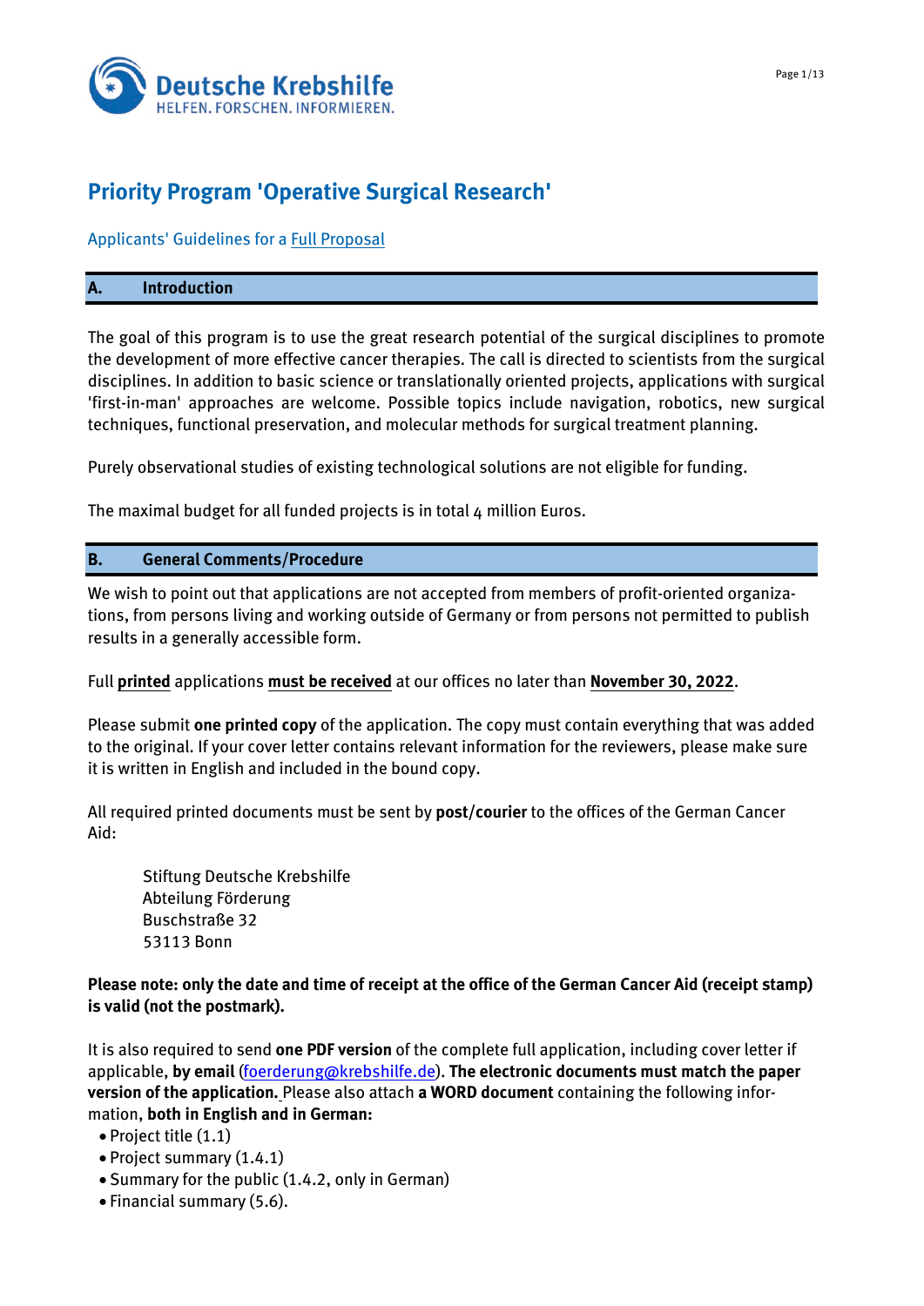Deutsche Krebshilfe
HELFEN. FORSCHEN. INFORMIEREN.

# Priority Program 'Operative Surgical Research'

Applicants' Guidelines for a Full Proposal

## A. Introduction

The goal of this program is to use the great research potential of the surgical disciplines to promote the development of more effective cancer therapies. The call is directed to scientists from the surgical disciplines. In addition to basic science or translationally oriented projects, applications with surgical 'first-in-man' approaches are welcome. Possible topics include navigation, robotics, new surgical techniques, functional preservation, and molecular methods for surgical treatment planning.

Purely observational studies of existing technological solutions are not eligible for funding.

The maximal budget for all funded projects is in total 4 million Euros.

## B. General Comments/Procedure

We wish to point out that applications are not accepted from members of profit-oriented organizations, from persons living and working outside of Germany or from persons not permitted to publish results in a generally accessible form.

Full **printed** applications **must be received** at our offices no later than **November 30, 2022**.

Please submit **one printed copy** of the application. The copy must contain everything that was added to the original. If your cover letter contains relevant information for the reviewers, please make sure it is written in English and included in the bound copy.

All required printed documents must be sent by **post/courier** to the offices of the German Cancer Aid:

> Stiftung Deutsche Krebshilfe
> Abteilung Förderung
> Buschstraße 32
> 53113 Bonn

**Please note: only the date and time of receipt at the office of the German Cancer Aid (receipt stamp) is valid (not the postmark).**

It is also required to send **one PDF version** of the complete full application, including cover letter if applicable, **by email** (foerderung@krebshilfe.de). **The electronic documents must match the paper version of the application.** Please also attach **a WORD document** containing the following information, **both in English and in German:**

- Project title (1.1)
- Project summary (1.4.1)
- Summary for the public (1.4.2, only in German)
- Financial summary (5.6).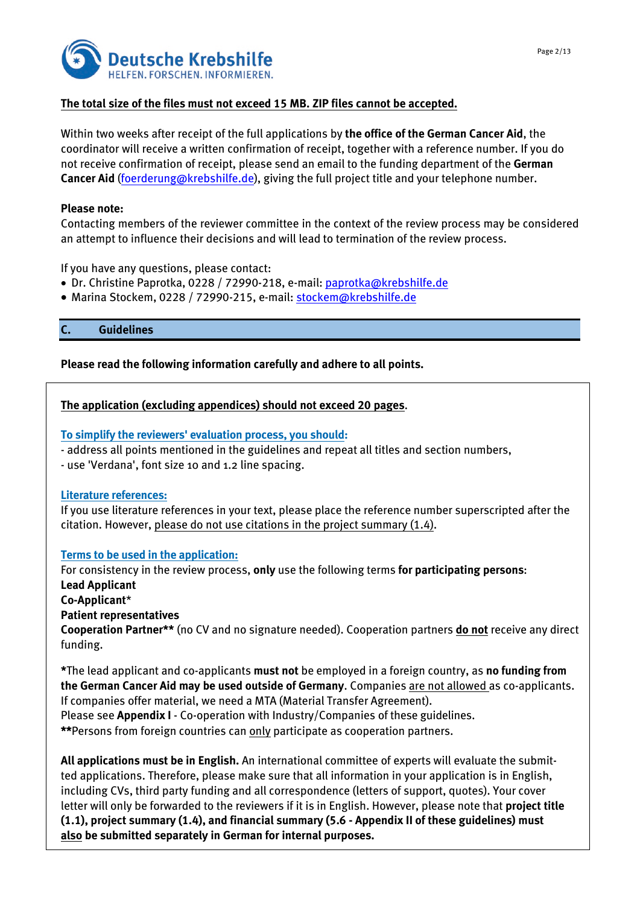**The total size of the files must not exceed 15 MB. ZIP files cannot be accepted.**

Within two weeks after receipt of the full applications by **the office of the German Cancer Aid**, the coordinator will receive a written confirmation of receipt, together with a reference number. If you do not receive confirmation of receipt, please send an email to the funding department of the **German Cancer Aid** (foerderung@krebshilfe.de), giving the full project title and your telephone number.

**Please note:**
Contacting members of the reviewer committee in the context of the review process may be considered an attempt to influence their decisions and will lead to termination of the review process.

If you have any questions, please contact:

- Dr. Christine Paprotka, 0228 / 72990-218, e-mail: paprotka@krebshilfe.de
- Marina Stockem, 0228 / 72990-215, e-mail: stockem@krebshilfe.de

## C. Guidelines

**Please read the following information carefully and adhere to all points.**

**The application (excluding appendices) should not exceed 20 pages**.

**To simplify the reviewers' evaluation process, you should:**
- address all points mentioned in the guidelines and repeat all titles and section numbers,
- use 'Verdana', font size 10 and 1.2 line spacing.

**Literature references:**
If you use literature references in your text, please place the reference number superscripted after the citation. However, please do not use citations in the project summary (1.4).

**Terms to be used in the application:**
For consistency in the review process, **only** use the following terms **for participating persons**:
**Lead Applicant**
**Co-Applicant***
**Patient representatives**
**Cooperation Partner**** (no CV and no signature needed). Cooperation partners **do not** receive any direct funding.

*The lead applicant and co-applicants **must not** be employed in a foreign country, as **no funding from the German Cancer Aid may be used outside of Germany**. Companies are not allowed as co-applicants. If companies offer material, we need a MTA (Material Transfer Agreement).
Please see **Appendix I** - Co-operation with Industry/Companies of these guidelines.
**Persons from foreign countries can only participate as cooperation partners.

**All applications must be in English.** An international committee of experts will evaluate the submitted applications. Therefore, please make sure that all information in your application is in English, including CVs, third party funding and all correspondence (letters of support, quotes). Your cover letter will only be forwarded to the reviewers if it is in English. However, please note that **project title (1.1), project summary (1.4), and financial summary (5.6 - Appendix II of these guidelines) must also be submitted separately in German for internal purposes.**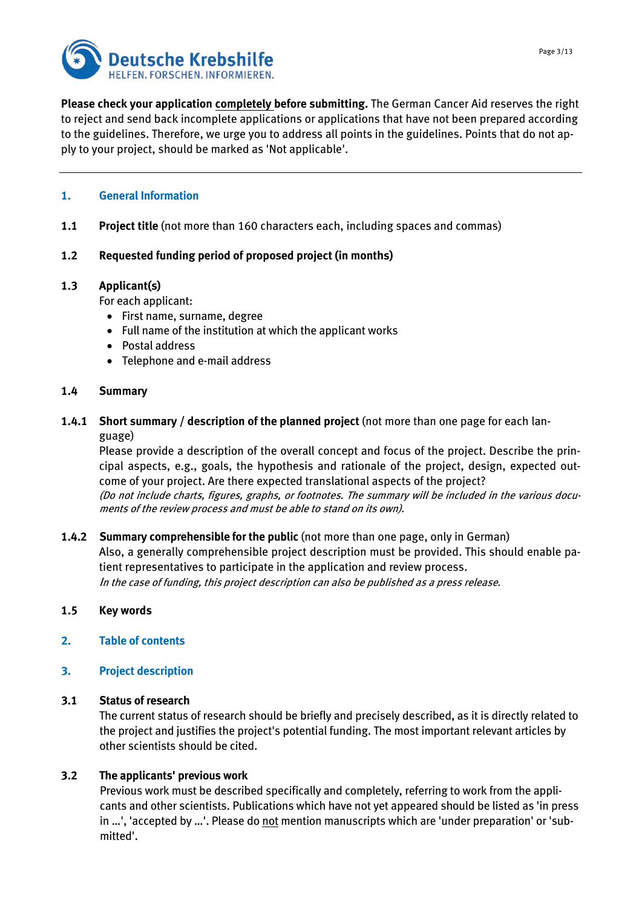**Please check your application completely before submitting.** The German Cancer Aid reserves the right to reject and send back incomplete applications or applications that have not been prepared according to the guidelines. Therefore, we urge you to address all points in the guidelines. Points that do not apply to your project, should be marked as 'Not applicable'.

---

## 1. General Information

**1.1 Project title** (not more than 160 characters each, including spaces and commas)

**1.2 Requested funding period of proposed project (in months)**

**1.3 Applicant(s)**

For each applicant:

- First name, surname, degree
- Full name of the institution at which the applicant works
- Postal address
- Telephone and e-mail address

**1.4 Summary**

**1.4.1 Short summary / description of the planned project** (not more than one page for each language)

Please provide a description of the overall concept and focus of the project. Describe the principal aspects, e.g., goals, the hypothesis and rationale of the project, design, expected outcome of your project. Are there expected translational aspects of the project?

*(Do not include charts, figures, graphs, or footnotes. The summary will be included in the various documents of the review process and must be able to stand on its own).*

**1.4.2 Summary comprehensible for the public** (not more than one page, only in German)

Also, a generally comprehensible project description must be provided. This should enable patient representatives to participate in the application and review process.

*In the case of funding, this project description can also be published as a press release.*

**1.5 Key words**

## 2. Table of contents

## 3. Project description

**3.1 Status of research**

The current status of research should be briefly and precisely described, as it is directly related to the project and justifies the project's potential funding. The most important relevant articles by other scientists should be cited.

**3.2 The applicants' previous work**

Previous work must be described specifically and completely, referring to work from the applicants and other scientists. Publications which have not yet appeared should be listed as 'in press in ...', 'accepted by ...'. Please do not mention manuscripts which are 'under preparation' or 'submitted'.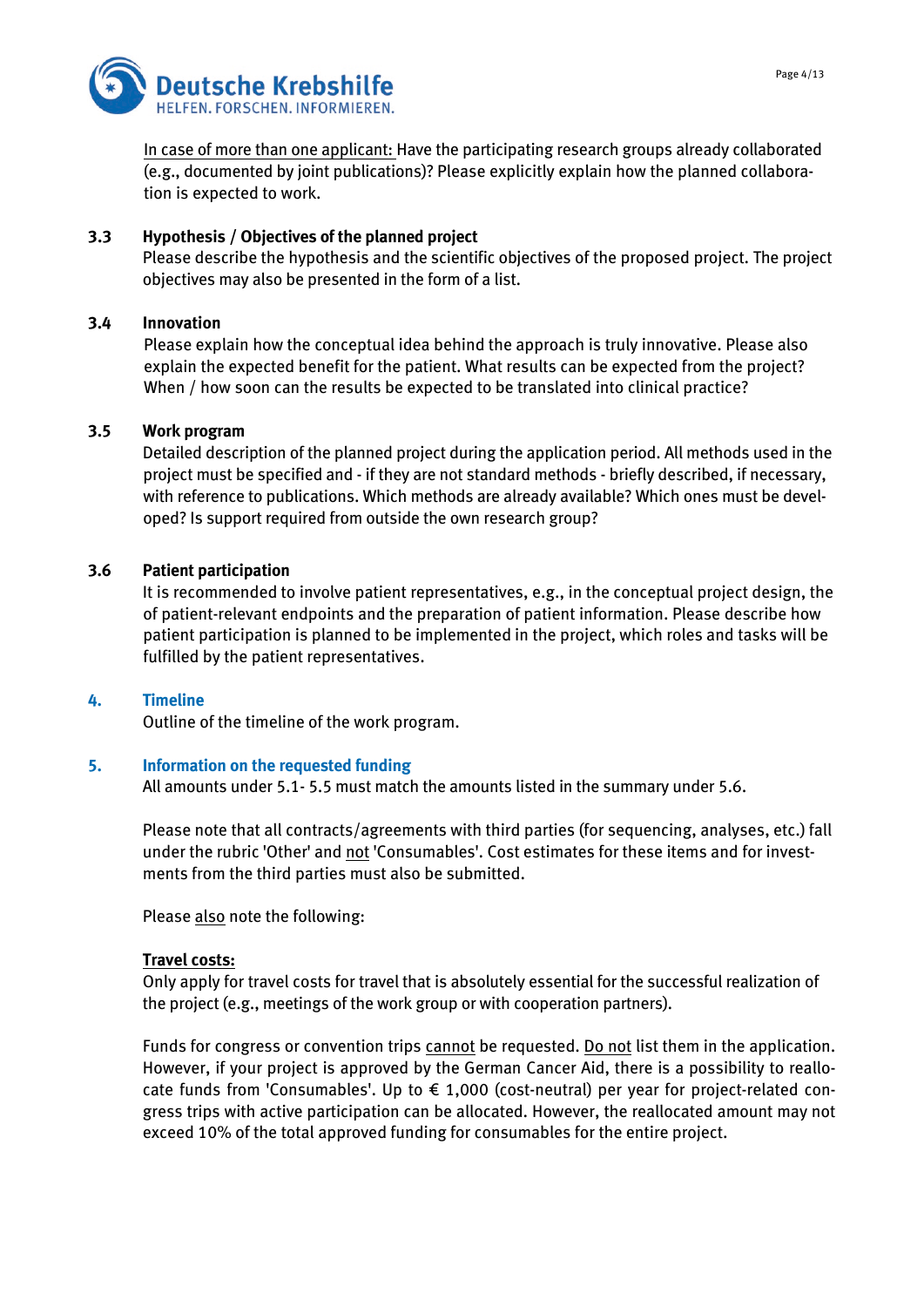<u>In case of more than one applicant:</u> Have the participating research groups already collaborated (e.g., documented by joint publications)? Please explicitly explain how the planned collaboration is expected to work.

### 3.3 Hypothesis / Objectives of the planned project

Please describe the hypothesis and the scientific objectives of the proposed project. The project objectives may also be presented in the form of a list.

### 3.4 Innovation

Please explain how the conceptual idea behind the approach is truly innovative. Please also explain the expected benefit for the patient. What results can be expected from the project? When / how soon can the results be expected to be translated into clinical practice?

### 3.5 Work program

Detailed description of the planned project during the application period. All methods used in the project must be specified and - if they are not standard methods - briefly described, if necessary, with reference to publications. Which methods are already available? Which ones must be developed? Is support required from outside the own research group?

### 3.6 Patient participation

It is recommended to involve patient representatives, e.g., in the conceptual project design, the of patient-relevant endpoints and the preparation of patient information. Please describe how patient participation is planned to be implemented in the project, which roles and tasks will be fulfilled by the patient representatives.

## 4. Timeline

Outline of the timeline of the work program.

## 5. Information on the requested funding

All amounts under 5.1- 5.5 must match the amounts listed in the summary under 5.6.

Please note that all contracts/agreements with third parties (for sequencing, analyses, etc.) fall under the rubric 'Other' and <u>not</u> 'Consumables'. Cost estimates for these items and for investments from the third parties must also be submitted.

Please <u>also</u> note the following:

**<u>Travel costs:</u>**

Only apply for travel costs for travel that is absolutely essential for the successful realization of the project (e.g., meetings of the work group or with cooperation partners).

Funds for congress or convention trips <u>cannot</u> be requested. <u>Do not</u> list them in the application. However, if your project is approved by the German Cancer Aid, there is a possibility to reallocate funds from 'Consumables'. Up to € 1,000 (cost-neutral) per year for project-related congress trips with active participation can be allocated. However, the reallocated amount may not exceed 10% of the total approved funding for consumables for the entire project.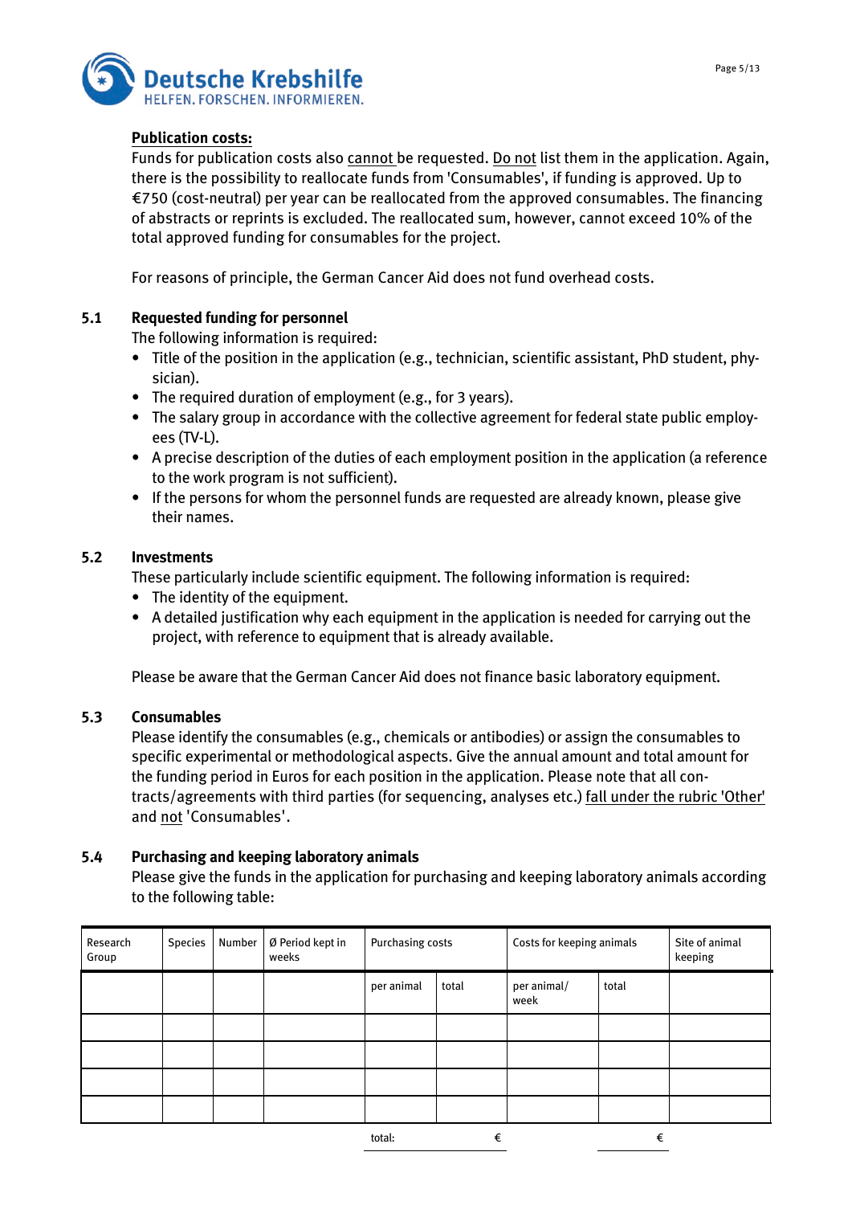**<u>Publication costs:</u>**

Funds for publication costs also <u>cannot</u> be requested. <u>Do not</u> list them in the application. Again, there is the possibility to reallocate funds from 'Consumables', if funding is approved. Up to €750 (cost-neutral) per year can be reallocated from the approved consumables. The financing of abstracts or reprints is excluded. The reallocated sum, however, cannot exceed 10% of the total approved funding for consumables for the project.

For reasons of principle, the German Cancer Aid does not fund overhead costs.

### 5.1 Requested funding for personnel

The following information is required:

- Title of the position in the application (e.g., technician, scientific assistant, PhD student, physician).
- The required duration of employment (e.g., for 3 years).
- The salary group in accordance with the collective agreement for federal state public employees (TV-L).
- A precise description of the duties of each employment position in the application (a reference to the work program is not sufficient).
- If the persons for whom the personnel funds are requested are already known, please give their names.

### 5.2 Investments

These particularly include scientific equipment. The following information is required:

- The identity of the equipment.
- A detailed justification why each equipment in the application is needed for carrying out the project, with reference to equipment that is already available.

Please be aware that the German Cancer Aid does not finance basic laboratory equipment.

### 5.3 Consumables

Please identify the consumables (e.g., chemicals or antibodies) or assign the consumables to specific experimental or methodological aspects. Give the annual amount and total amount for the funding period in Euros for each position in the application. Please note that all contracts/agreements with third parties (for sequencing, analyses etc.) <u>fall under the rubric 'Other'</u> and <u>not</u> 'Consumables'.

### 5.4 Purchasing and keeping laboratory animals

Please give the funds in the application for purchasing and keeping laboratory animals according to the following table:

| Research Group | Species | Number | Ø Period kept in weeks | Purchasing costs | | Costs for keeping animals | | Site of animal keeping |
|---|---|---|---|---|---|---|---|---|
| | | | | per animal | total | per animal/ week | total | |
| | | | | | | | | |
| | | | | | | | | |
| | | | | | | | | |
| | | | | | | | | |
| | | | | total: | € | | € | |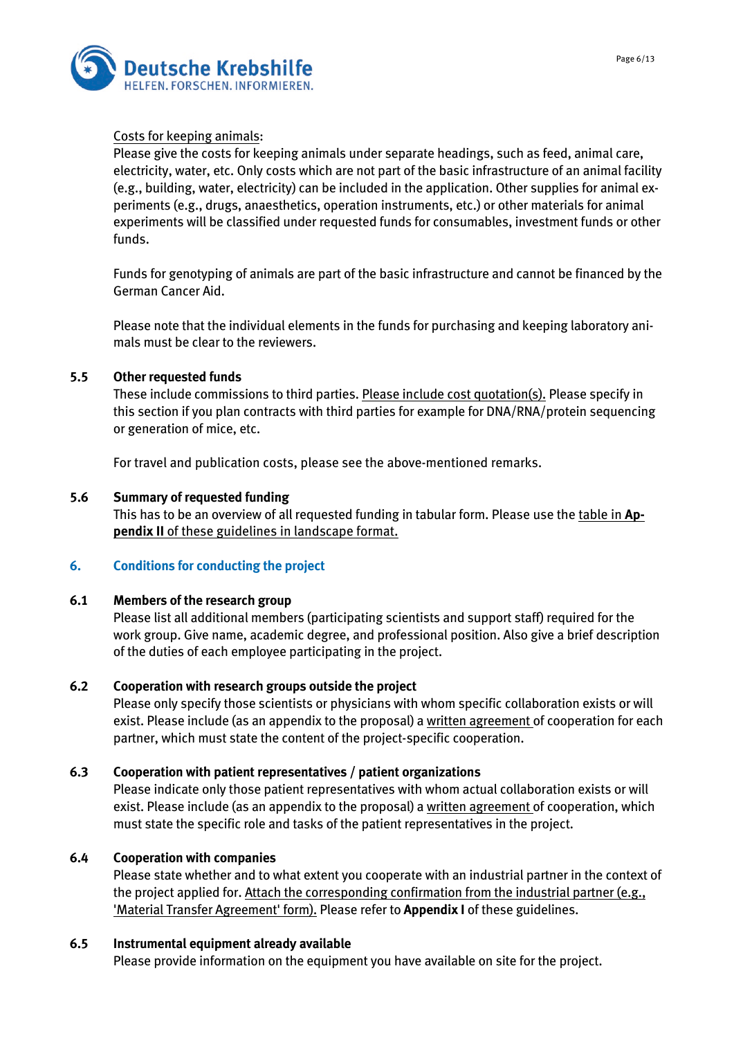Costs for keeping animals:

Please give the costs for keeping animals under separate headings, such as feed, animal care, electricity, water, etc. Only costs which are not part of the basic infrastructure of an animal facility (e.g., building, water, electricity) can be included in the application. Other supplies for animal experiments (e.g., drugs, anaesthetics, operation instruments, etc.) or other materials for animal experiments will be classified under requested funds for consumables, investment funds or other funds.

Funds for genotyping of animals are part of the basic infrastructure and cannot be financed by the German Cancer Aid.

Please note that the individual elements in the funds for purchasing and keeping laboratory animals must be clear to the reviewers.

### 5.5 Other requested funds

These include commissions to third parties. Please include cost quotation(s). Please specify in this section if you plan contracts with third parties for example for DNA/RNA/protein sequencing or generation of mice, etc.

For travel and publication costs, please see the above-mentioned remarks.

### 5.6 Summary of requested funding

This has to be an overview of all requested funding in tabular form. Please use the table in **Appendix II** of these guidelines in landscape format.

## 6. Conditions for conducting the project

### 6.1 Members of the research group

Please list all additional members (participating scientists and support staff) required for the work group. Give name, academic degree, and professional position. Also give a brief description of the duties of each employee participating in the project.

### 6.2 Cooperation with research groups outside the project

Please only specify those scientists or physicians with whom specific collaboration exists or will exist. Please include (as an appendix to the proposal) a written agreement of cooperation for each partner, which must state the content of the project-specific cooperation.

### 6.3 Cooperation with patient representatives / patient organizations

Please indicate only those patient representatives with whom actual collaboration exists or will exist. Please include (as an appendix to the proposal) a written agreement of cooperation, which must state the specific role and tasks of the patient representatives in the project.

### 6.4 Cooperation with companies

Please state whether and to what extent you cooperate with an industrial partner in the context of the project applied for. Attach the corresponding confirmation from the industrial partner (e.g., 'Material Transfer Agreement' form). Please refer to **Appendix I** of these guidelines.

### 6.5 Instrumental equipment already available

Please provide information on the equipment you have available on site for the project.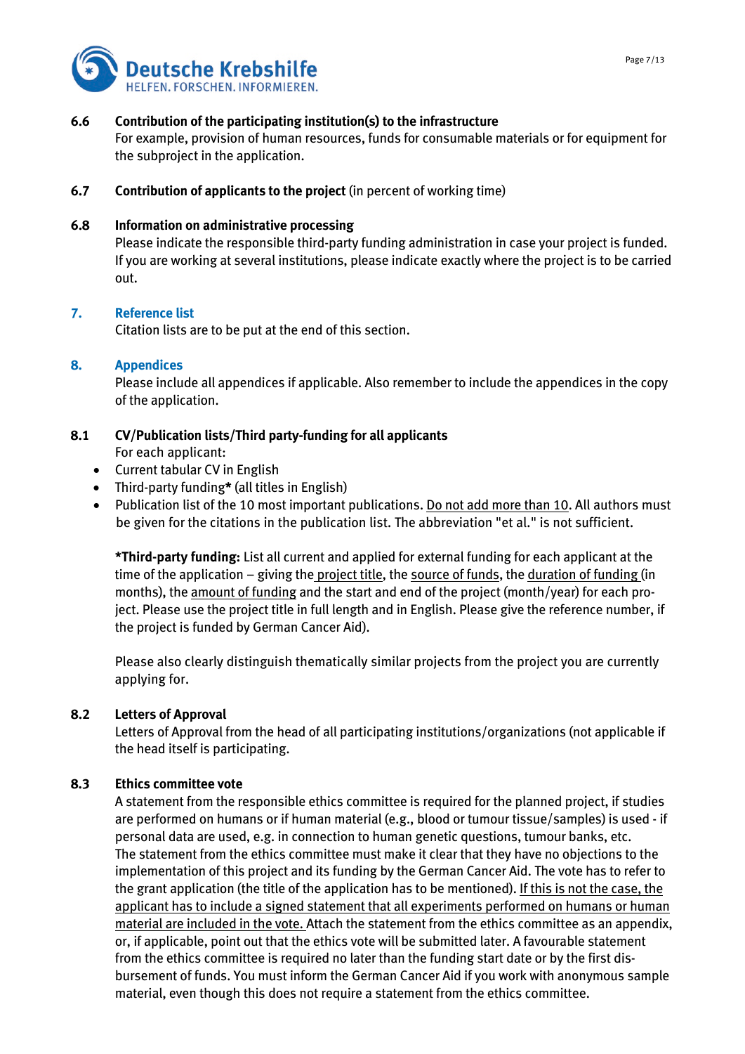### 6.6 Contribution of the participating institution(s) to the infrastructure

For example, provision of human resources, funds for consumable materials or for equipment for the subproject in the application.

### 6.7 Contribution of applicants to the project (in percent of working time)

### 6.8 Information on administrative processing

Please indicate the responsible third-party funding administration in case your project is funded. If you are working at several institutions, please indicate exactly where the project is to be carried out.

## 7. Reference list

Citation lists are to be put at the end of this section.

## 8. Appendices

Please include all appendices if applicable. Also remember to include the appendices in the copy of the application.

### 8.1 CV/Publication lists/Third party-funding for all applicants

For each applicant:

- Current tabular CV in English
- Third-party funding* (all titles in English)
- Publication list of the 10 most important publications. <u>Do not add more than 10</u>. All authors must be given for the citations in the publication list. The abbreviation "et al." is not sufficient.

**\*Third-party funding:** List all current and applied for external funding for each applicant at the time of the application – giving the <u>project title</u>, the <u>source of funds</u>, the <u>duration of funding</u> (in months), the <u>amount of funding</u> and the start and end of the project (month/year) for each project. Please use the project title in full length and in English. Please give the reference number, if the project is funded by German Cancer Aid).

Please also clearly distinguish thematically similar projects from the project you are currently applying for.

### 8.2 Letters of Approval

Letters of Approval from the head of all participating institutions/organizations (not applicable if the head itself is participating.

### 8.3 Ethics committee vote

A statement from the responsible ethics committee is required for the planned project, if studies are performed on humans or if human material (e.g., blood or tumour tissue/samples) is used - if personal data are used, e.g. in connection to human genetic questions, tumour banks, etc. The statement from the ethics committee must make it clear that they have no objections to the implementation of this project and its funding by the German Cancer Aid. The vote has to refer to the grant application (the title of the application has to be mentioned). <u>If this is not the case, the applicant has to include a signed statement that all experiments performed on humans or human material are included in the vote.</u> Attach the statement from the ethics committee as an appendix, or, if applicable, point out that the ethics vote will be submitted later. A favourable statement from the ethics committee is required no later than the funding start date or by the first disbursement of funds. You must inform the German Cancer Aid if you work with anonymous sample material, even though this does not require a statement from the ethics committee.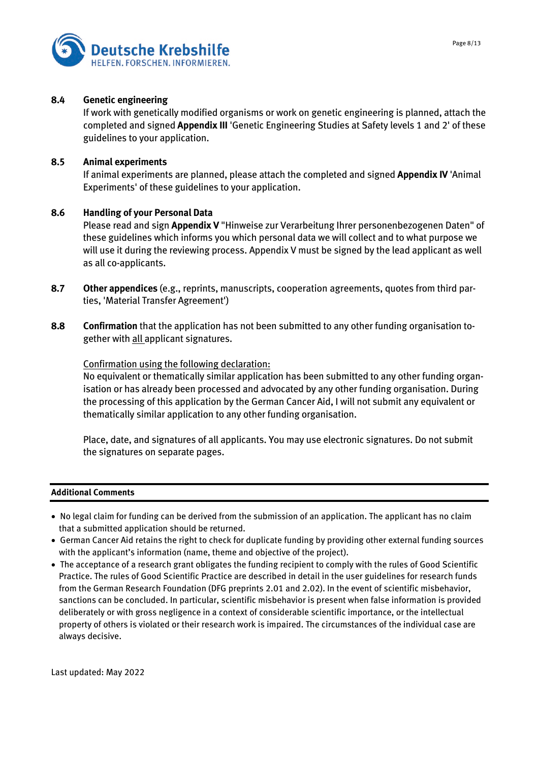### 8.4 Genetic engineering

If work with genetically modified organisms or work on genetic engineering is planned, attach the completed and signed **Appendix III** 'Genetic Engineering Studies at Safety levels 1 and 2' of these guidelines to your application.

### 8.5 Animal experiments

If animal experiments are planned, please attach the completed and signed **Appendix IV** 'Animal Experiments' of these guidelines to your application.

### 8.6 Handling of your Personal Data

Please read and sign **Appendix V** "Hinweise zur Verarbeitung Ihrer personenbezogenen Daten" of these guidelines which informs you which personal data we will collect and to what purpose we will use it during the reviewing process. Appendix V must be signed by the lead applicant as well as all co-applicants.

**8.7 Other appendices** (e.g., reprints, manuscripts, cooperation agreements, quotes from third parties, 'Material Transfer Agreement')

**8.8 Confirmation** that the application has not been submitted to any other funding organisation together with all applicant signatures.

Confirmation using the following declaration:

No equivalent or thematically similar application has been submitted to any other funding organisation or has already been processed and advocated by any other funding organisation. During the processing of this application by the German Cancer Aid, I will not submit any equivalent or thematically similar application to any other funding organisation.

Place, date, and signatures of all applicants. You may use electronic signatures. Do not submit the signatures on separate pages.

---

**Additional Comments**

---

- No legal claim for funding can be derived from the submission of an application. The applicant has no claim that a submitted application should be returned.
- German Cancer Aid retains the right to check for duplicate funding by providing other external funding sources with the applicant's information (name, theme and objective of the project).
- The acceptance of a research grant obligates the funding recipient to comply with the rules of Good Scientific Practice. The rules of Good Scientific Practice are described in detail in the user guidelines for research funds from the German Research Foundation (DFG preprints 2.01 and 2.02). In the event of scientific misbehavior, sanctions can be concluded. In particular, scientific misbehavior is present when false information is provided deliberately or with gross negligence in a context of considerable scientific importance, or the intellectual property of others is violated or their research work is impaired. The circumstances of the individual case are always decisive.

Last updated: May 2022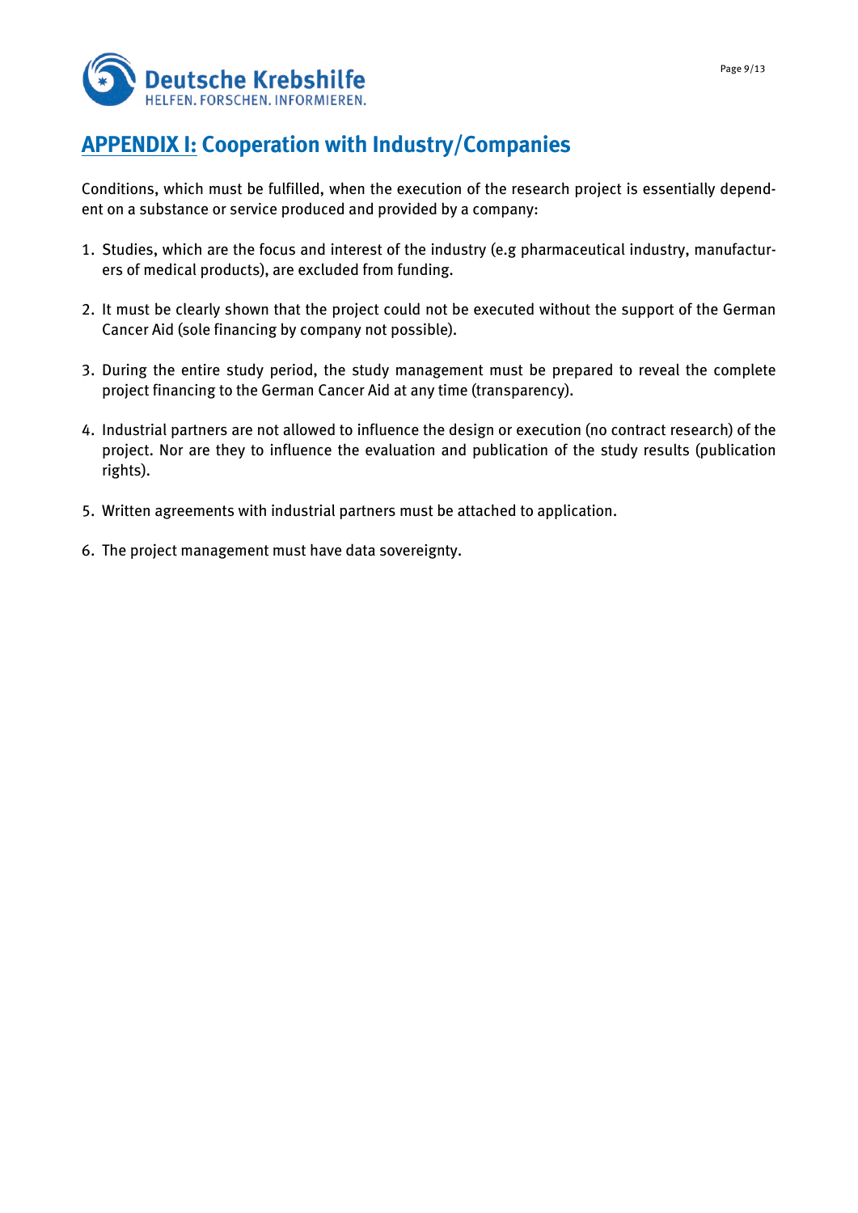## APPENDIX I: Cooperation with Industry/Companies

Conditions, which must be fulfilled, when the execution of the research project is essentially dependent on a substance or service produced and provided by a company:

1. Studies, which are the focus and interest of the industry (e.g pharmaceutical industry, manufacturers of medical products), are excluded from funding.

2. It must be clearly shown that the project could not be executed without the support of the German Cancer Aid (sole financing by company not possible).

3. During the entire study period, the study management must be prepared to reveal the complete project financing to the German Cancer Aid at any time (transparency).

4. Industrial partners are not allowed to influence the design or execution (no contract research) of the project. Nor are they to influence the evaluation and publication of the study results (publication rights).

5. Written agreements with industrial partners must be attached to application.

6. The project management must have data sovereignty.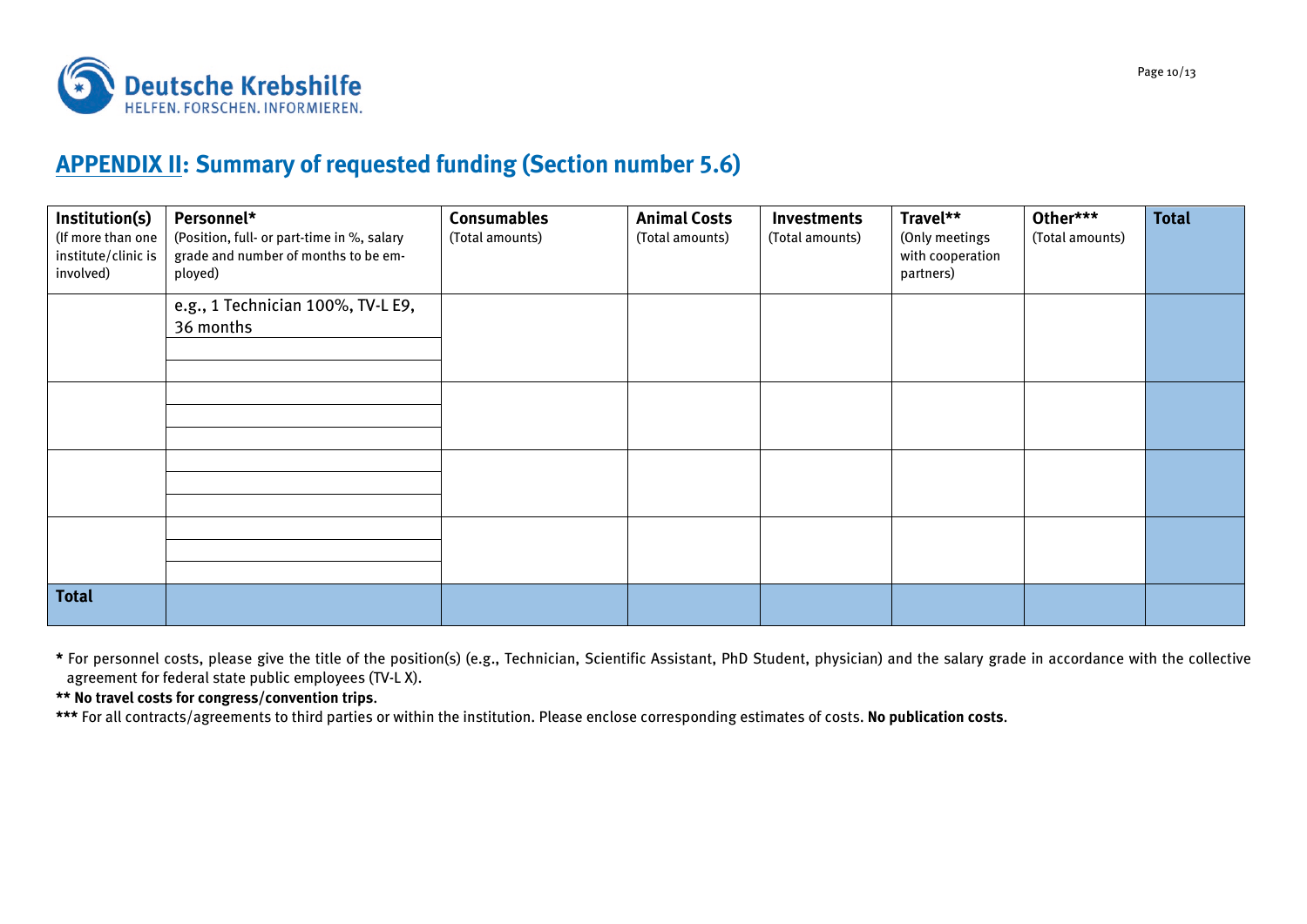## APPENDIX II: Summary of requested funding (Section number 5.6)

| Institution(s) (If more than one institute/clinic is involved) | Personnel* (Position, full- or part-time in %, salary grade and number of months to be employed) | Consumables (Total amounts) | Animal Costs (Total amounts) | Investments (Total amounts) | Travel** (Only meetings with cooperation partners) | Other*** (Total amounts) | Total |
|---|---|---|---|---|---|---|---|
| | e.g., 1 Technician 100%, TV-L E9, 36 months | | | | | | |
| | | | | | | | |
| | | | | | | | |
| | | | | | | | |
| | | | | | | | |
| | | | | | | | |
| | | | | | | | |
| | | | | | | | |
| | | | | | | | |
| | | | | | | | |
| | | | | | | | |
| | | | | | | | |
| **Total** | | | | | | | |

**\*** For personnel costs, please give the title of the position(s) (e.g., Technician, Scientific Assistant, PhD Student, physician) and the salary grade in accordance with the collective agreement for federal state public employees (TV-L X).

**\*\* No travel costs for congress/convention trips.**

**\*\*\*** For all contracts/agreements to third parties or within the institution. Please enclose corresponding estimates of costs. **No publication costs.**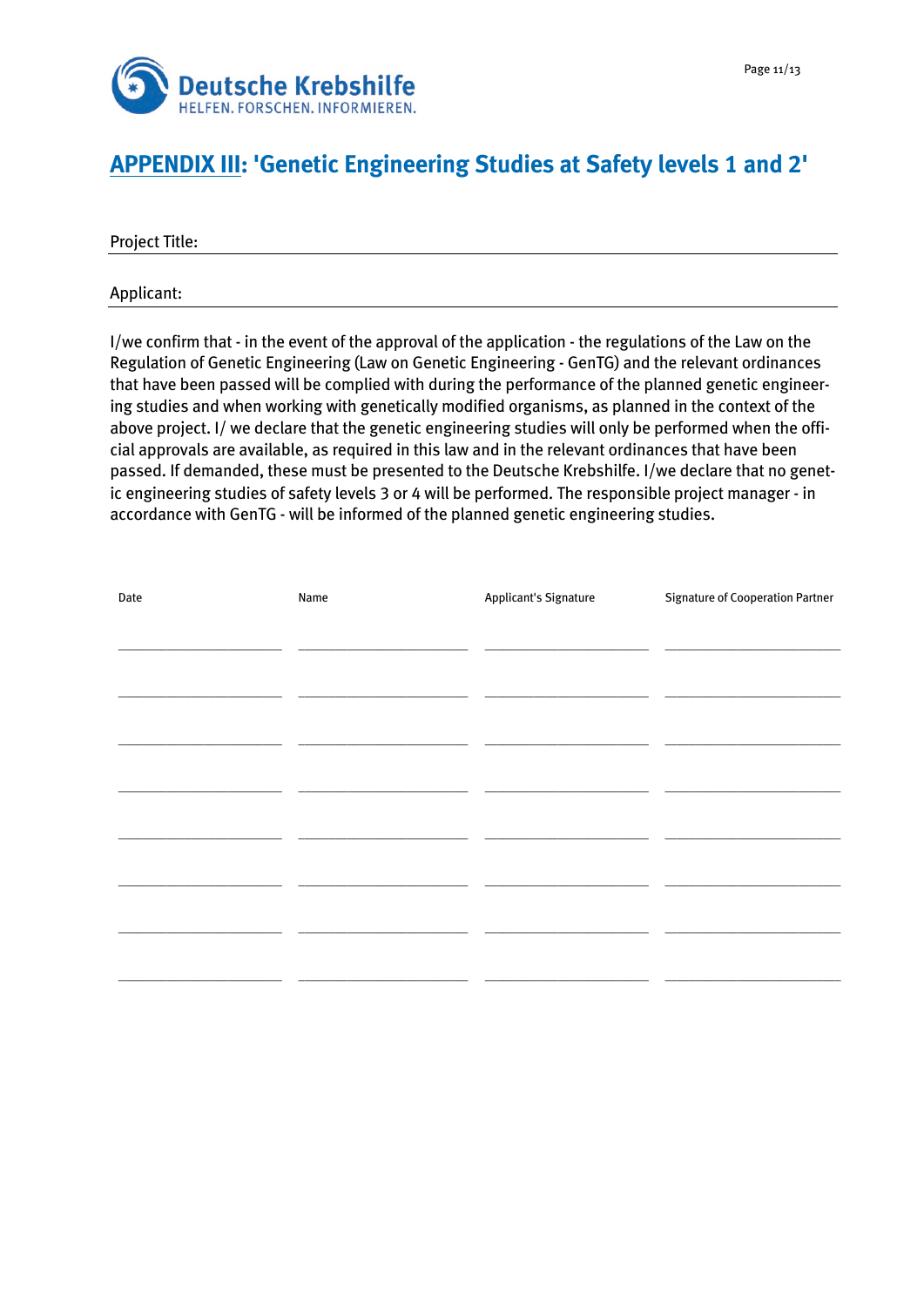# APPENDIX III: 'Genetic Engineering Studies at Safety levels 1 and 2'

Project Title: \_\_\_\_\_\_\_\_\_\_\_\_\_\_\_\_\_\_\_\_\_\_\_\_\_\_\_\_\_\_\_\_\_\_\_\_\_\_\_\_

Applicant: \_\_\_\_\_\_\_\_\_\_\_\_\_\_\_\_\_\_\_\_\_\_\_\_\_\_\_\_\_\_\_\_\_\_\_\_\_\_\_\_

I/we confirm that - in the event of the approval of the application - the regulations of the Law on the Regulation of Genetic Engineering (Law on Genetic Engineering - GenTG) and the relevant ordinances that have been passed will be complied with during the performance of the planned genetic engineering studies and when working with genetically modified organisms, as planned in the context of the above project. I/ we declare that the genetic engineering studies will only be performed when the official approvals are available, as required in this law and in the relevant ordinances that have been passed. If demanded, these must be presented to the Deutsche Krebshilfe. I/we declare that no genetic engineering studies of safety levels 3 or 4 will be performed. The responsible project manager - in accordance with GenTG - will be informed of the planned genetic engineering studies.

| Date | Name | Applicant's Signature | Signature of Cooperation Partner |
|---|---|---|---|
| | | | |
| | | | |
| | | | |
| | | | |
| | | | |
| | | | |
| | | | |
| | | | |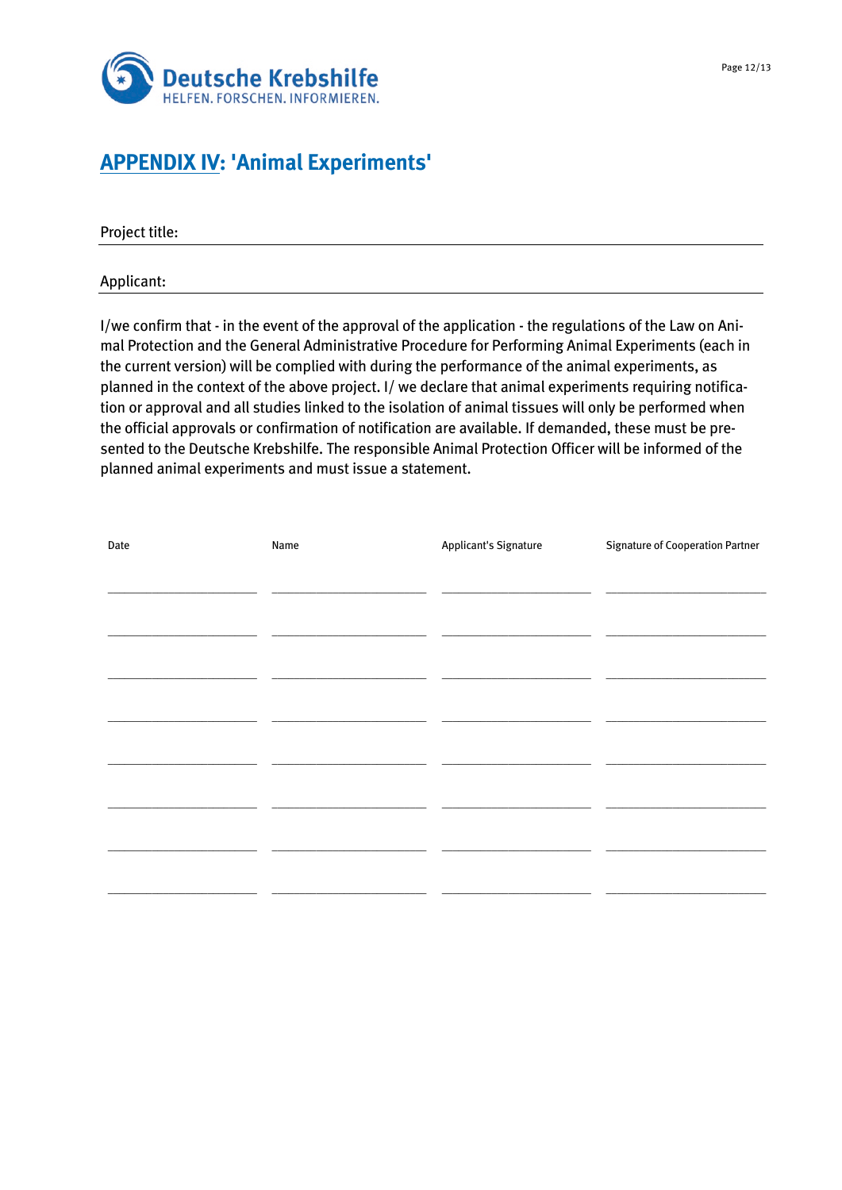# APPENDIX IV: 'Animal Experiments'

Project title:

Applicant:

I/we confirm that - in the event of the approval of the application - the regulations of the Law on Animal Protection and the General Administrative Procedure for Performing Animal Experiments (each in the current version) will be complied with during the performance of the animal experiments, as planned in the context of the above project. I/ we declare that animal experiments requiring notification or approval and all studies linked to the isolation of animal tissues will only be performed when the official approvals or confirmation of notification are available. If demanded, these must be presented to the Deutsche Krebshilfe. The responsible Animal Protection Officer will be informed of the planned animal experiments and must issue a statement.

| Date | Name | Applicant's Signature | Signature of Cooperation Partner |
|---|---|---|---|
| | | | |
| | | | |
| | | | |
| | | | |
| | | | |
| | | | |
| | | | |
| | | | |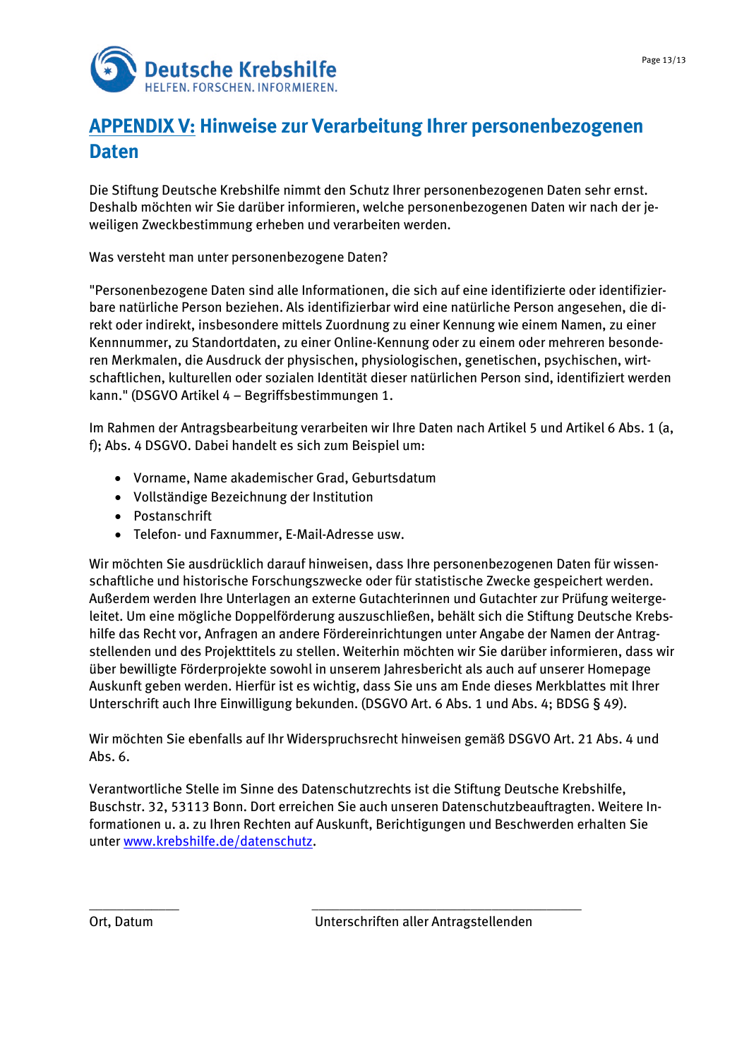# APPENDIX V: Hinweise zur Verarbeitung Ihrer personenbezogenen Daten

Die Stiftung Deutsche Krebshilfe nimmt den Schutz Ihrer personenbezogenen Daten sehr ernst. Deshalb möchten wir Sie darüber informieren, welche personenbezogenen Daten wir nach der jeweiligen Zweckbestimmung erheben und verarbeiten werden.

Was versteht man unter personenbezogene Daten?

"Personenbezogene Daten sind alle Informationen, die sich auf eine identifizierte oder identifizierbare natürliche Person beziehen. Als identifizierbar wird eine natürliche Person angesehen, die direkt oder indirekt, insbesondere mittels Zuordnung zu einer Kennung wie einem Namen, zu einer Kennnummer, zu Standortdaten, zu einer Online-Kennung oder zu einem oder mehreren besonderen Merkmalen, die Ausdruck der physischen, physiologischen, genetischen, psychischen, wirtschaftlichen, kulturellen oder sozialen Identität dieser natürlichen Person sind, identifiziert werden kann." (DSGVO Artikel 4 – Begriffsbestimmungen 1.

Im Rahmen der Antragsbearbeitung verarbeiten wir Ihre Daten nach Artikel 5 und Artikel 6 Abs. 1 (a, f); Abs. 4 DSGVO. Dabei handelt es sich zum Beispiel um:

- Vorname, Name akademischer Grad, Geburtsdatum
- Vollständige Bezeichnung der Institution
- Postanschrift
- Telefon- und Faxnummer, E-Mail-Adresse usw.

Wir möchten Sie ausdrücklich darauf hinweisen, dass Ihre personenbezogenen Daten für wissenschaftliche und historische Forschungszwecke oder für statistische Zwecke gespeichert werden. Außerdem werden Ihre Unterlagen an externe Gutachterinnen und Gutachter zur Prüfung weitergeleitet. Um eine mögliche Doppelförderung auszuschließen, behält sich die Stiftung Deutsche Krebshilfe das Recht vor, Anfragen an andere Fördereinrichtungen unter Angabe der Namen der Antragstellenden und des Projekttitels zu stellen. Weiterhin möchten wir Sie darüber informieren, dass wir über bewilligte Förderprojekte sowohl in unserem Jahresbericht als auch auf unserer Homepage Auskunft geben werden. Hierfür ist es wichtig, dass Sie uns am Ende dieses Merkblattes mit Ihrer Unterschrift auch Ihre Einwilligung bekunden. (DSGVO Art. 6 Abs. 1 und Abs. 4; BDSG § 49).

Wir möchten Sie ebenfalls auf Ihr Widerspruchsrecht hinweisen gemäß DSGVO Art. 21 Abs. 4 und Abs. 6.

Verantwortliche Stelle im Sinne des Datenschutzrechts ist die Stiftung Deutsche Krebshilfe, Buschstr. 32, 53113 Bonn. Dort erreichen Sie auch unseren Datenschutzbeauftragten. Weitere Informationen u. a. zu Ihren Rechten auf Auskunft, Berichtigungen und Beschwerden erhalten Sie unter www.krebshilfe.de/datenschutz.

\_\_\_\_\_\_\_\_\_\_\_\_\_\_ \_\_\_\_\_\_\_\_\_\_\_\_\_\_\_\_\_\_\_\_\_\_\_\_\_\_\_\_\_\_\_\_\_\_\_\_\_\_\_\_\_\_

Ort, Datum Unterschriften aller Antragstellenden